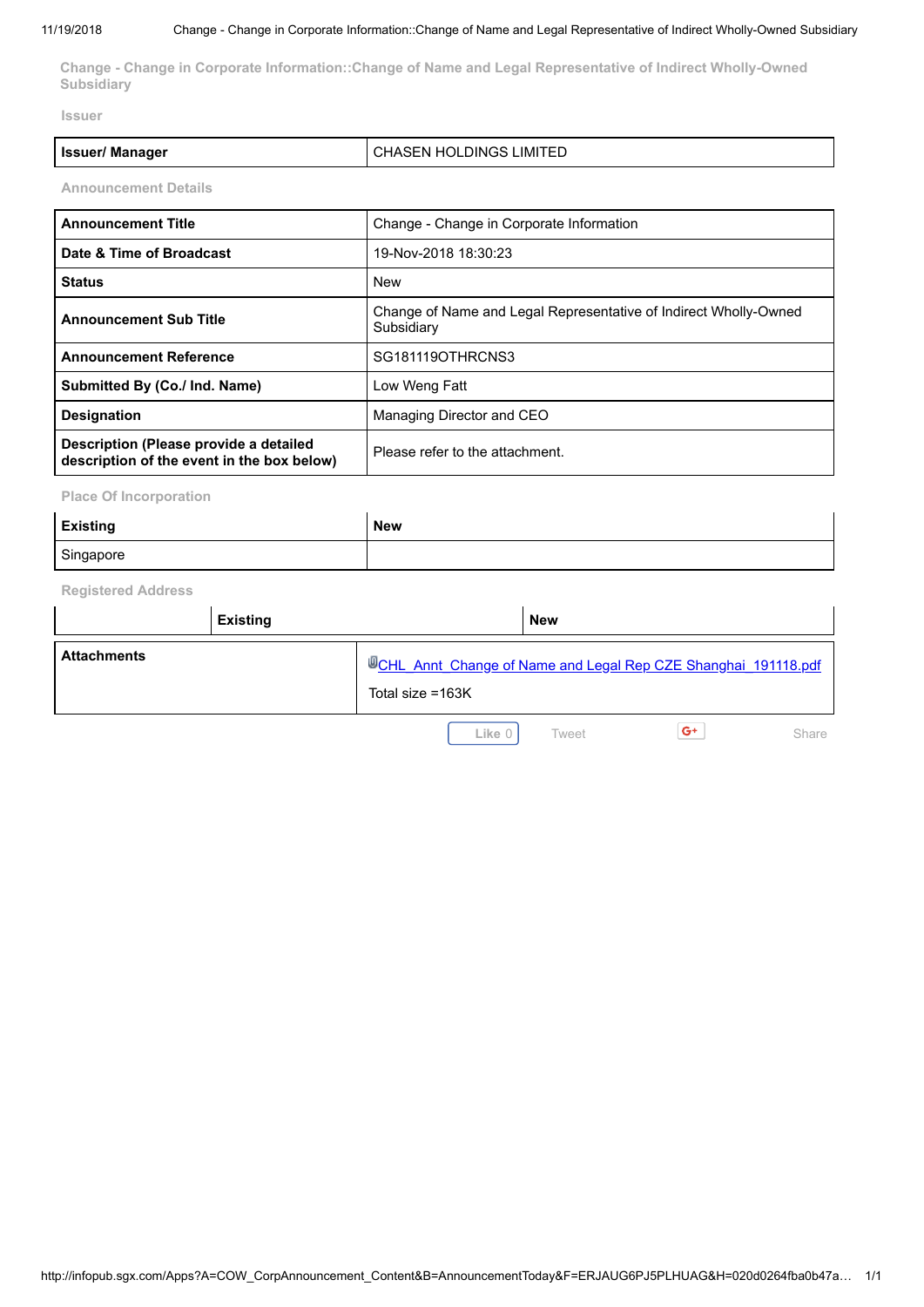## Change - Change in Corporate Information::Change of Name and Legal Representative of Indirect Wholly-Owned Subsidiary

### Issuer

| Issuer/ Manager | CHASEN HOLDINGS LIMITED |
|---|---|

### Announcement Details

| Announcement Title | Change - Change in Corporate Information |
|---|---|
| Date & Time of Broadcast | 19-Nov-2018 18:30:23 |
| Status | New |
| Announcement Sub Title | Change of Name and Legal Representative of Indirect Wholly-Owned Subsidiary |
| Announcement Reference | SG181119OTHRCNS3 |
| Submitted By (Co./ Ind. Name) | Low Weng Fatt |
| Designation | Managing Director and CEO |
| Description (Please provide a detailed description of the event in the box below) | Please refer to the attachment. |

### Place Of Incorporation

| Existing | New |
|---|---|
| Singapore | |

### Registered Address

| | Existing | New |
|---|---|---|

| Attachments | CHL_Annt_Change of Name and Legal Rep CZE Shanghai_191118.pdf<br>Total size =163K |
|---|---|

Like 0 Tweet Share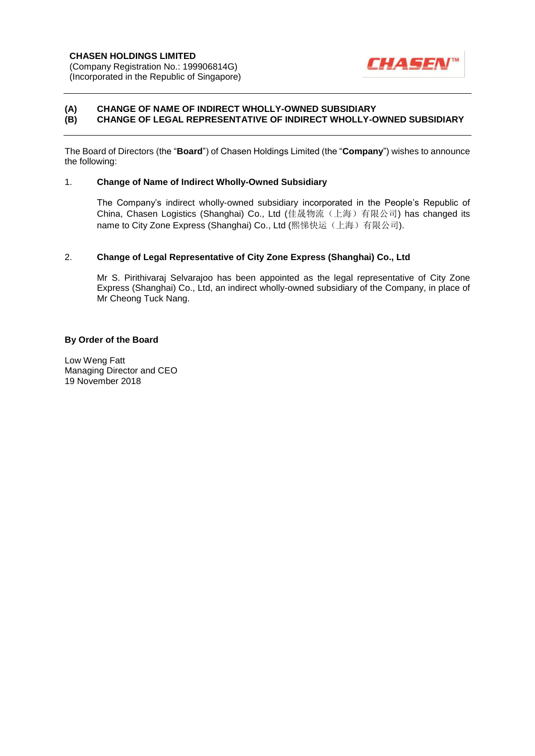**CHASEN HOLDINGS LIMITED**
(Company Registration No.: 199906814G)
(Incorporated in the Republic of Singapore)

CHASEN™

---

**(A) CHANGE OF NAME OF INDIRECT WHOLLY-OWNED SUBSIDIARY**
**(B) CHANGE OF LEGAL REPRESENTATIVE OF INDIRECT WHOLLY-OWNED SUBSIDIARY**

---

The Board of Directors (the "**Board**") of Chasen Holdings Limited (the "**Company**") wishes to announce the following:

1. **Change of Name of Indirect Wholly-Owned Subsidiary**

   The Company's indirect wholly-owned subsidiary incorporated in the People's Republic of China, Chasen Logistics (Shanghai) Co., Ltd (佳晟物流（上海）有限公司) has changed its name to City Zone Express (Shanghai) Co., Ltd (熙悌快运（上海）有限公司).

2. **Change of Legal Representative of City Zone Express (Shanghai) Co., Ltd**

   Mr S. Pirithivaraj Selvarajoo has been appointed as the legal representative of City Zone Express (Shanghai) Co., Ltd, an indirect wholly-owned subsidiary of the Company, in place of Mr Cheong Tuck Nang.

**By Order of the Board**

Low Weng Fatt
Managing Director and CEO
19 November 2018